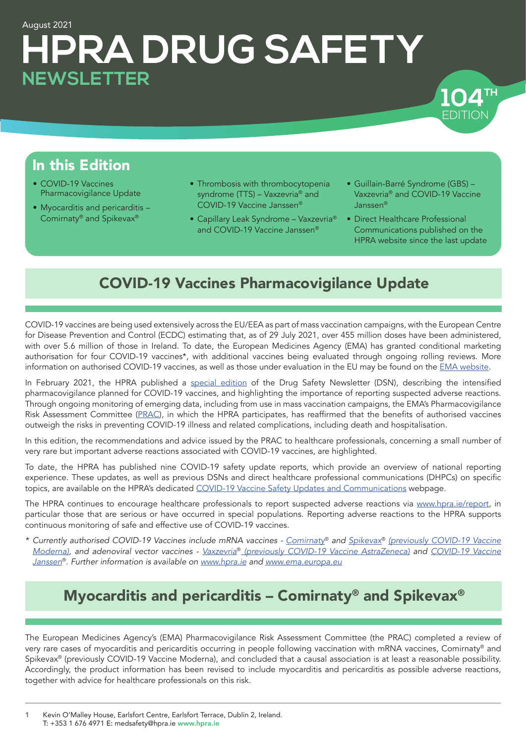August 2021

# HPRA DRUG SAFETY NEWSLETTER

104TH EDITION

## In this Edition

- COVID-19 Vaccines Pharmacovigilance Update
- Myocarditis and pericarditis – Comirnaty® and Spikevax®
- Thrombosis with thrombocytopenia syndrome (TTS) – Vaxzevria® and COVID-19 Vaccine Janssen®
- Capillary Leak Syndrome – Vaxzevria® and COVID-19 Vaccine Janssen®
- Guillain-Barré Syndrome (GBS) – Vaxzevria® and COVID-19 Vaccine Janssen®
- Direct Healthcare Professional Communications published on the HPRA website since the last update

## COVID-19 Vaccines Pharmacovigilance Update

COVID-19 vaccines are being used extensively across the EU/EEA as part of mass vaccination campaigns, with the European Centre for Disease Prevention and Control (ECDC) estimating that, as of 29 July 2021, over 455 million doses have been administered, with over 5.6 million of those in Ireland. To date, the European Medicines Agency (EMA) has granted conditional marketing authorisation for four COVID-19 vaccines*, with additional vaccines being evaluated through ongoing rolling reviews. More information on authorised COVID-19 vaccines, as well as those under evaluation in the EU may be found on the EMA website.

In February 2021, the HPRA published a special edition of the Drug Safety Newsletter (DSN), describing the intensified pharmacovigilance planned for COVID-19 vaccines, and highlighting the importance of reporting suspected adverse reactions. Through ongoing monitoring of emerging data, including from use in mass vaccination campaigns, the EMA's Pharmacovigilance Risk Assessment Committee (PRAC), in which the HPRA participates, has reaffirmed that the benefits of authorised vaccines outweigh the risks in preventing COVID-19 illness and related complications, including death and hospitalisation.

In this edition, the recommendations and advice issued by the PRAC to healthcare professionals, concerning a small number of very rare but important adverse reactions associated with COVID-19 vaccines, are highlighted.

To date, the HPRA has published nine COVID-19 safety update reports, which provide an overview of national reporting experience. These updates, as well as previous DSNs and direct healthcare professional communications (DHPCs) on specific topics, are available on the HPRA's dedicated COVID-19 Vaccine Safety Updates and Communications webpage.

The HPRA continues to encourage healthcare professionals to report suspected adverse reactions via www.hpra.ie/report, in particular those that are serious or have occurred in special populations. Reporting adverse reactions to the HPRA supports continuous monitoring of safe and effective use of COVID-19 vaccines.

*\* Currently authorised COVID-19 Vaccines include mRNA vaccines - Comirnaty® and Spikevax® (previously COVID-19 Vaccine Moderna), and adenoviral vector vaccines - Vaxzevria® (previously COVID-19 Vaccine AstraZeneca) and COVID-19 Vaccine Janssen®. Further information is available on www.hpra.ie and www.ema.europa.eu*

## Myocarditis and pericarditis – Comirnaty® and Spikevax®

The European Medicines Agency's (EMA) Pharmacovigilance Risk Assessment Committee (the PRAC) completed a review of very rare cases of myocarditis and pericarditis occurring in people following vaccination with mRNA vaccines, Comirnaty® and Spikevax® (previously COVID-19 Vaccine Moderna), and concluded that a causal association is at least a reasonable possibility. Accordingly, the product information has been revised to include myocarditis and pericarditis as possible adverse reactions, together with advice for healthcare professionals on this risk.

Kevin O'Malley House, Earlsfort Centre, Earlsfort Terrace, Dublin 2, Ireland.
T: +353 1 676 4971 E: medsafety@hpra.ie www.hpra.ie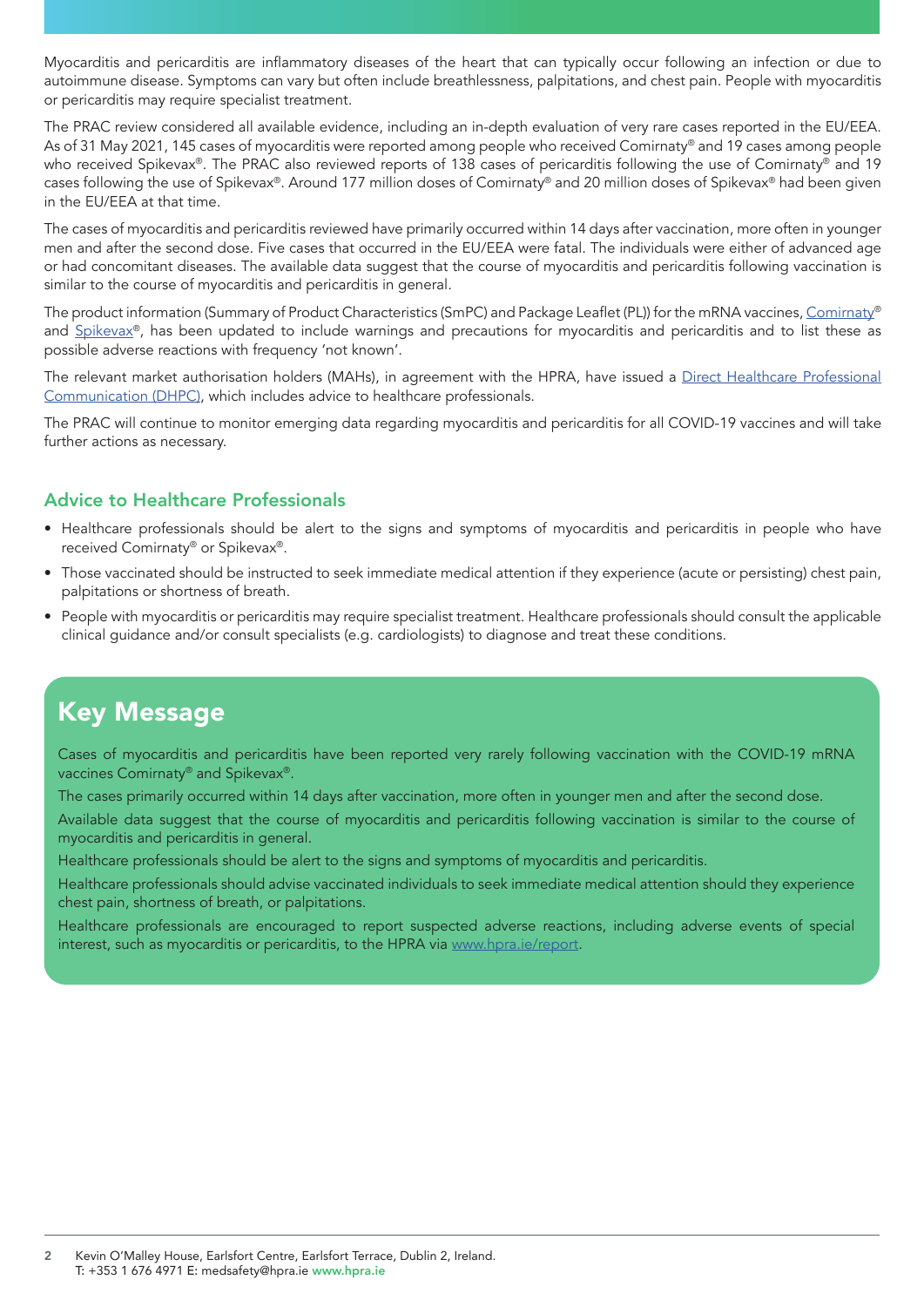Myocarditis and pericarditis are inflammatory diseases of the heart that can typically occur following an infection or due to autoimmune disease. Symptoms can vary but often include breathlessness, palpitations, and chest pain. People with myocarditis or pericarditis may require specialist treatment.

The PRAC review considered all available evidence, including an in-depth evaluation of very rare cases reported in the EU/EEA. As of 31 May 2021, 145 cases of myocarditis were reported among people who received Comirnaty® and 19 cases among people who received Spikevax®. The PRAC also reviewed reports of 138 cases of pericarditis following the use of Comirnaty® and 19 cases following the use of Spikevax®. Around 177 million doses of Comirnaty® and 20 million doses of Spikevax® had been given in the EU/EEA at that time.

The cases of myocarditis and pericarditis reviewed have primarily occurred within 14 days after vaccination, more often in younger men and after the second dose. Five cases that occurred in the EU/EEA were fatal. The individuals were either of advanced age or had concomitant diseases. The available data suggest that the course of myocarditis and pericarditis following vaccination is similar to the course of myocarditis and pericarditis in general.

The product information (Summary of Product Characteristics (SmPC) and Package Leaflet (PL)) for the mRNA vaccines, Comirnaty® and Spikevax®, has been updated to include warnings and precautions for myocarditis and pericarditis and to list these as possible adverse reactions with frequency 'not known'.

The relevant market authorisation holders (MAHs), in agreement with the HPRA, have issued a Direct Healthcare Professional Communication (DHPC), which includes advice to healthcare professionals.

The PRAC will continue to monitor emerging data regarding myocarditis and pericarditis for all COVID-19 vaccines and will take further actions as necessary.

## Advice to Healthcare Professionals

- Healthcare professionals should be alert to the signs and symptoms of myocarditis and pericarditis in people who have received Comirnaty® or Spikevax®.
- Those vaccinated should be instructed to seek immediate medical attention if they experience (acute or persisting) chest pain, palpitations or shortness of breath.
- People with myocarditis or pericarditis may require specialist treatment. Healthcare professionals should consult the applicable clinical guidance and/or consult specialists (e.g. cardiologists) to diagnose and treat these conditions.

## Key Message

Cases of myocarditis and pericarditis have been reported very rarely following vaccination with the COVID-19 mRNA vaccines Comirnaty® and Spikevax®.

The cases primarily occurred within 14 days after vaccination, more often in younger men and after the second dose.

Available data suggest that the course of myocarditis and pericarditis following vaccination is similar to the course of myocarditis and pericarditis in general.

Healthcare professionals should be alert to the signs and symptoms of myocarditis and pericarditis.

Healthcare professionals should advise vaccinated individuals to seek immediate medical attention should they experience chest pain, shortness of breath, or palpitations.

Healthcare professionals are encouraged to report suspected adverse reactions, including adverse events of special interest, such as myocarditis or pericarditis, to the HPRA via www.hpra.ie/report.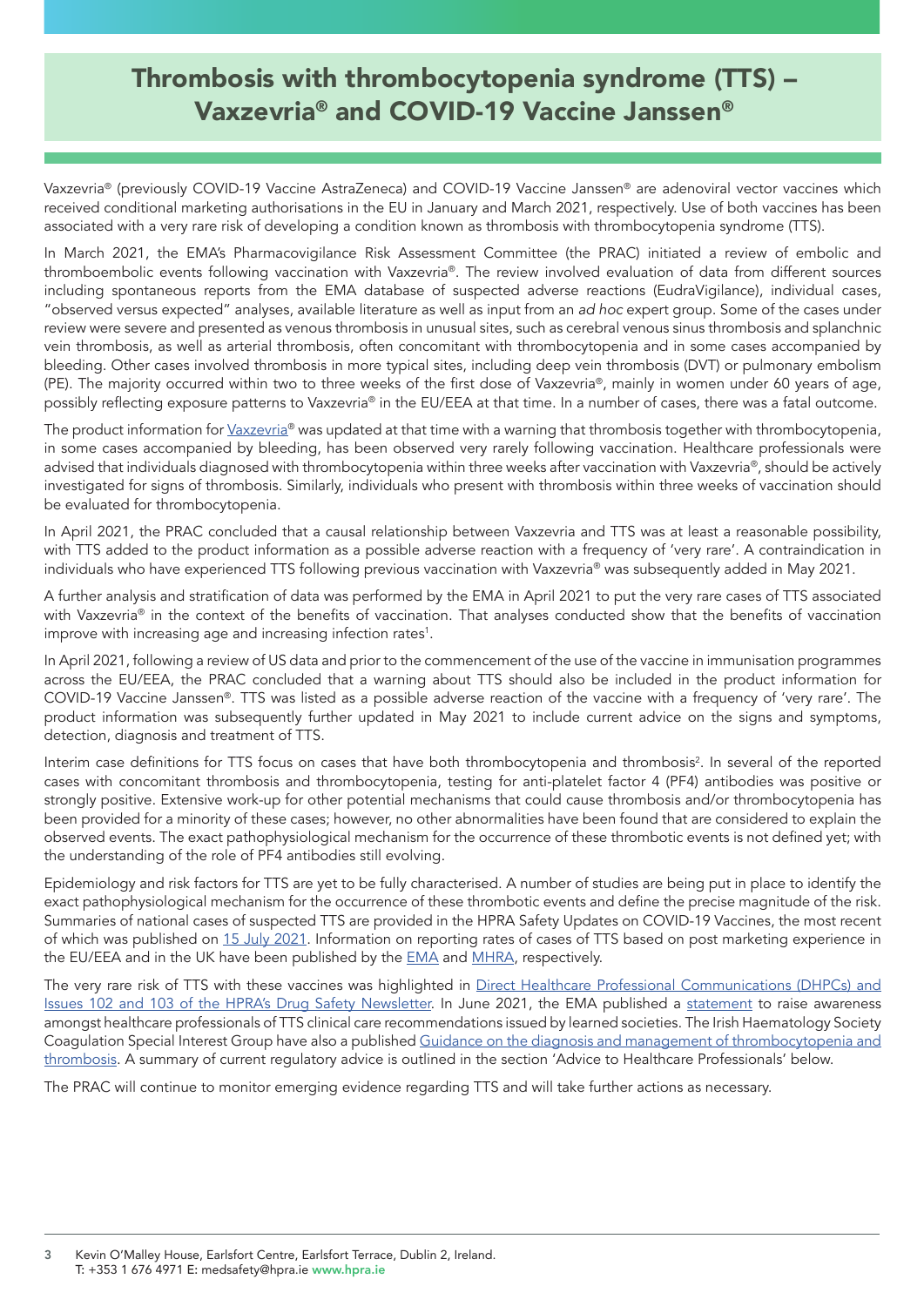# Thrombosis with thrombocytopenia syndrome (TTS) – Vaxzevria® and COVID-19 Vaccine Janssen®

Vaxzevria® (previously COVID-19 Vaccine AstraZeneca) and COVID-19 Vaccine Janssen® are adenoviral vector vaccines which received conditional marketing authorisations in the EU in January and March 2021, respectively. Use of both vaccines has been associated with a very rare risk of developing a condition known as thrombosis with thrombocytopenia syndrome (TTS).

In March 2021, the EMA's Pharmacovigilance Risk Assessment Committee (the PRAC) initiated a review of embolic and thromboembolic events following vaccination with Vaxzevria®. The review involved evaluation of data from different sources including spontaneous reports from the EMA database of suspected adverse reactions (EudraVigilance), individual cases, "observed versus expected" analyses, available literature as well as input from an *ad hoc* expert group. Some of the cases under review were severe and presented as venous thrombosis in unusual sites, such as cerebral venous sinus thrombosis and splanchnic vein thrombosis, as well as arterial thrombosis, often concomitant with thrombocytopenia and in some cases accompanied by bleeding. Other cases involved thrombosis in more typical sites, including deep vein thrombosis (DVT) or pulmonary embolism (PE). The majority occurred within two to three weeks of the first dose of Vaxzevria®, mainly in women under 60 years of age, possibly reflecting exposure patterns to Vaxzevria® in the EU/EEA at that time. In a number of cases, there was a fatal outcome.

The product information for Vaxzevria® was updated at that time with a warning that thrombosis together with thrombocytopenia, in some cases accompanied by bleeding, has been observed very rarely following vaccination. Healthcare professionals were advised that individuals diagnosed with thrombocytopenia within three weeks after vaccination with Vaxzevria®, should be actively investigated for signs of thrombosis. Similarly, individuals who present with thrombosis within three weeks of vaccination should be evaluated for thrombocytopenia.

In April 2021, the PRAC concluded that a causal relationship between Vaxzevria and TTS was at least a reasonable possibility, with TTS added to the product information as a possible adverse reaction with a frequency of 'very rare'. A contraindication in individuals who have experienced TTS following previous vaccination with Vaxzevria® was subsequently added in May 2021.

A further analysis and stratification of data was performed by the EMA in April 2021 to put the very rare cases of TTS associated with Vaxzevria® in the context of the benefits of vaccination. That analyses conducted show that the benefits of vaccination improve with increasing age and increasing infection rates[1].

In April 2021, following a review of US data and prior to the commencement of the use of the vaccine in immunisation programmes across the EU/EEA, the PRAC concluded that a warning about TTS should also be included in the product information for COVID-19 Vaccine Janssen®. TTS was listed as a possible adverse reaction of the vaccine with a frequency of 'very rare'. The product information was subsequently further updated in May 2021 to include current advice on the signs and symptoms, detection, diagnosis and treatment of TTS.

Interim case definitions for TTS focus on cases that have both thrombocytopenia and thrombosis[2]. In several of the reported cases with concomitant thrombosis and thrombocytopenia, testing for anti-platelet factor 4 (PF4) antibodies was positive or strongly positive. Extensive work-up for other potential mechanisms that could cause thrombosis and/or thrombocytopenia has been provided for a minority of these cases; however, no other abnormalities have been found that are considered to explain the observed events. The exact pathophysiological mechanism for the occurrence of these thrombotic events is not defined yet; with the understanding of the role of PF4 antibodies still evolving.

Epidemiology and risk factors for TTS are yet to be fully characterised. A number of studies are being put in place to identify the exact pathophysiological mechanism for the occurrence of these thrombotic events and define the precise magnitude of the risk. Summaries of national cases of suspected TTS are provided in the HPRA Safety Updates on COVID-19 Vaccines, the most recent of which was published on 15 July 2021. Information on reporting rates of cases of TTS based on post marketing experience in the EU/EEA and in the UK have been published by the EMA and MHRA, respectively.

The very rare risk of TTS with these vaccines was highlighted in Direct Healthcare Professional Communications (DHPCs) and Issues 102 and 103 of the HPRA's Drug Safety Newsletter. In June 2021, the EMA published a statement to raise awareness amongst healthcare professionals of TTS clinical care recommendations issued by learned societies. The Irish Haematology Society Coagulation Special Interest Group have also a published Guidance on the diagnosis and management of thrombocytopenia and thrombosis. A summary of current regulatory advice is outlined in the section 'Advice to Healthcare Professionals' below.

The PRAC will continue to monitor emerging evidence regarding TTS and will take further actions as necessary.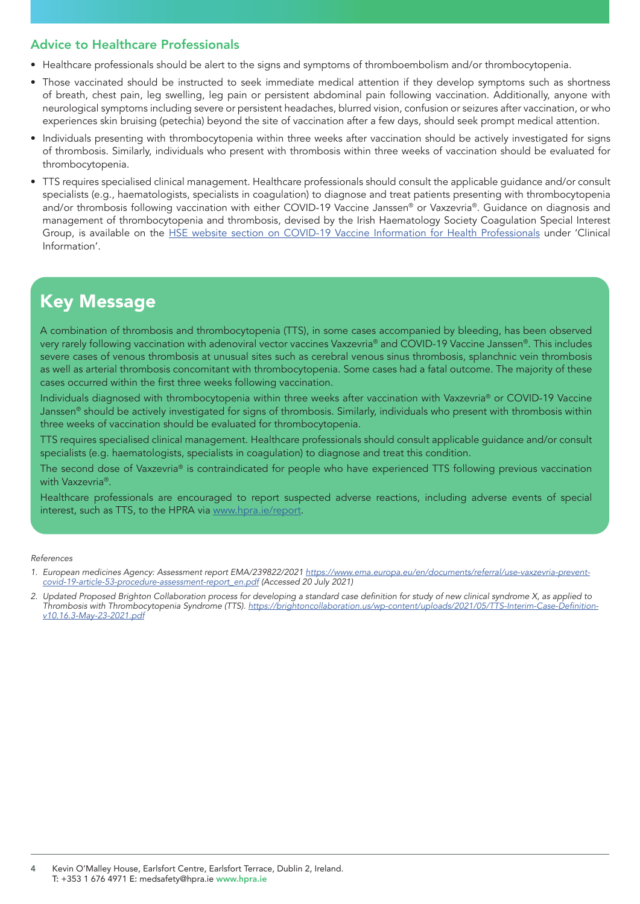## Advice to Healthcare Professionals

- Healthcare professionals should be alert to the signs and symptoms of thromboembolism and/or thrombocytopenia.
- Those vaccinated should be instructed to seek immediate medical attention if they develop symptoms such as shortness of breath, chest pain, leg swelling, leg pain or persistent abdominal pain following vaccination. Additionally, anyone with neurological symptoms including severe or persistent headaches, blurred vision, confusion or seizures after vaccination, or who experiences skin bruising (petechia) beyond the site of vaccination after a few days, should seek prompt medical attention.
- Individuals presenting with thrombocytopenia within three weeks after vaccination should be actively investigated for signs of thrombosis. Similarly, individuals who present with thrombosis within three weeks of vaccination should be evaluated for thrombocytopenia.
- TTS requires specialised clinical management. Healthcare professionals should consult the applicable guidance and/or consult specialists (e.g., haematologists, specialists in coagulation) to diagnose and treat patients presenting with thrombocytopenia and/or thrombosis following vaccination with either COVID-19 Vaccine Janssen® or Vaxzevria®. Guidance on diagnosis and management of thrombocytopenia and thrombosis, devised by the Irish Haematology Society Coagulation Special Interest Group, is available on the HSE website section on COVID-19 Vaccine Information for Health Professionals under 'Clinical Information'.

## Key Message

A combination of thrombosis and thrombocytopenia (TTS), in some cases accompanied by bleeding, has been observed very rarely following vaccination with adenoviral vector vaccines Vaxzevria® and COVID-19 Vaccine Janssen®. This includes severe cases of venous thrombosis at unusual sites such as cerebral venous sinus thrombosis, splanchnic vein thrombosis as well as arterial thrombosis concomitant with thrombocytopenia. Some cases had a fatal outcome. The majority of these cases occurred within the first three weeks following vaccination.

Individuals diagnosed with thrombocytopenia within three weeks after vaccination with Vaxzevria® or COVID-19 Vaccine Janssen® should be actively investigated for signs of thrombosis. Similarly, individuals who present with thrombosis within three weeks of vaccination should be evaluated for thrombocytopenia.

TTS requires specialised clinical management. Healthcare professionals should consult applicable guidance and/or consult specialists (e.g. haematologists, specialists in coagulation) to diagnose and treat this condition.

The second dose of Vaxzevria® is contraindicated for people who have experienced TTS following previous vaccination with Vaxzevria®.

Healthcare professionals are encouraged to report suspected adverse reactions, including adverse events of special interest, such as TTS, to the HPRA via www.hpra.ie/report.

*References*

1. *European medicines Agency: Assessment report EMA/239822/2021 https://www.ema.europa.eu/en/documents/referral/use-vaxzevria-prevent-covid-19-article-53-procedure-assessment-report_en.pdf (Accessed 20 July 2021)*
2. *Updated Proposed Brighton Collaboration process for developing a standard case definition for study of new clinical syndrome X, as applied to Thrombosis with Thrombocytopenia Syndrome (TTS). https://brightoncollaboration.us/wp-content/uploads/2021/05/TTS-Interim-Case-Definition-v10.16.3-May-23-2021.pdf*

Kevin O'Malley House, Earlsfort Centre, Earlsfort Terrace, Dublin 2, Ireland.
T: +353 1 676 4971 E: medsafety@hpra.ie **www.hpra.ie**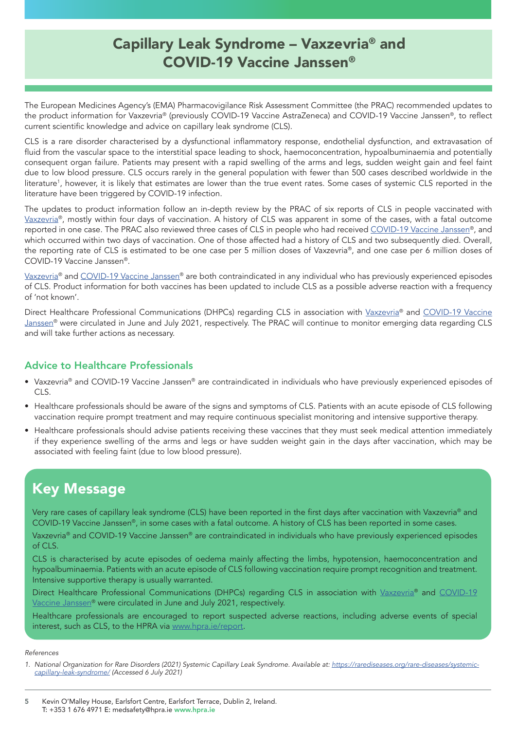# Capillary Leak Syndrome – Vaxzevria® and COVID-19 Vaccine Janssen®

The European Medicines Agency's (EMA) Pharmacovigilance Risk Assessment Committee (the PRAC) recommended updates to the product information for Vaxzevria® (previously COVID-19 Vaccine AstraZeneca) and COVID-19 Vaccine Janssen®, to reflect current scientific knowledge and advice on capillary leak syndrome (CLS).

CLS is a rare disorder characterised by a dysfunctional inflammatory response, endothelial dysfunction, and extravasation of fluid from the vascular space to the interstitial space leading to shock, haemoconcentration, hypoalbuminaemia and potentially consequent organ failure. Patients may present with a rapid swelling of the arms and legs, sudden weight gain and feel faint due to low blood pressure. CLS occurs rarely in the general population with fewer than 500 cases described worldwide in the literature[1], however, it is likely that estimates are lower than the true event rates. Some cases of systemic CLS reported in the literature have been triggered by COVID-19 infection.

The updates to product information follow an in-depth review by the PRAC of six reports of CLS in people vaccinated with Vaxzevria®, mostly within four days of vaccination. A history of CLS was apparent in some of the cases, with a fatal outcome reported in one case. The PRAC also reviewed three cases of CLS in people who had received COVID-19 Vaccine Janssen®, and which occurred within two days of vaccination. One of those affected had a history of CLS and two subsequently died. Overall, the reporting rate of CLS is estimated to be one case per 5 million doses of Vaxzevria®, and one case per 6 million doses of COVID-19 Vaccine Janssen®.

Vaxzevria® and COVID-19 Vaccine Janssen® are both contraindicated in any individual who has previously experienced episodes of CLS. Product information for both vaccines has been updated to include CLS as a possible adverse reaction with a frequency of 'not known'.

Direct Healthcare Professional Communications (DHPCs) regarding CLS in association with Vaxzevria® and COVID-19 Vaccine Janssen® were circulated in June and July 2021, respectively. The PRAC will continue to monitor emerging data regarding CLS and will take further actions as necessary.

## Advice to Healthcare Professionals

- Vaxzevria® and COVID-19 Vaccine Janssen® are contraindicated in individuals who have previously experienced episodes of CLS.
- Healthcare professionals should be aware of the signs and symptoms of CLS. Patients with an acute episode of CLS following vaccination require prompt treatment and may require continuous specialist monitoring and intensive supportive therapy.
- Healthcare professionals should advise patients receiving these vaccines that they must seek medical attention immediately if they experience swelling of the arms and legs or have sudden weight gain in the days after vaccination, which may be associated with feeling faint (due to low blood pressure).

## Key Message

Very rare cases of capillary leak syndrome (CLS) have been reported in the first days after vaccination with Vaxzevria® and COVID-19 Vaccine Janssen®, in some cases with a fatal outcome. A history of CLS has been reported in some cases.

Vaxzevria® and COVID-19 Vaccine Janssen® are contraindicated in individuals who have previously experienced episodes of CLS.

CLS is characterised by acute episodes of oedema mainly affecting the limbs, hypotension, haemoconcentration and hypoalbuminaemia. Patients with an acute episode of CLS following vaccination require prompt recognition and treatment. Intensive supportive therapy is usually warranted.

Direct Healthcare Professional Communications (DHPCs) regarding CLS in association with Vaxzevria® and COVID-19 Vaccine Janssen® were circulated in June and July 2021, respectively.

Healthcare professionals are encouraged to report suspected adverse reactions, including adverse events of special interest, such as CLS, to the HPRA via www.hpra.ie/report.

*References*

1. *National Organization for Rare Disorders (2021) Systemic Capillary Leak Syndrome. Available at: https://rarediseases.org/rare-diseases/systemic-capillary-leak-syndrome/ (Accessed 6 July 2021)*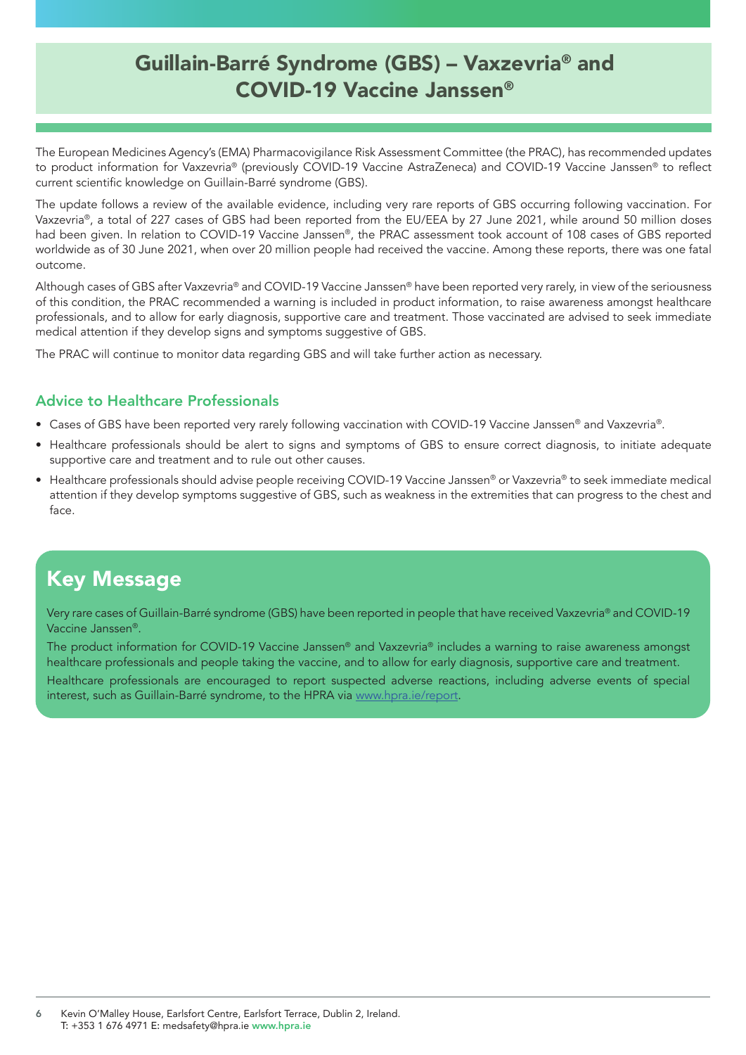# Guillain-Barré Syndrome (GBS) – Vaxzevria® and COVID-19 Vaccine Janssen®

The European Medicines Agency's (EMA) Pharmacovigilance Risk Assessment Committee (the PRAC), has recommended updates to product information for Vaxzevria® (previously COVID-19 Vaccine AstraZeneca) and COVID-19 Vaccine Janssen® to reflect current scientific knowledge on Guillain-Barré syndrome (GBS).

The update follows a review of the available evidence, including very rare reports of GBS occurring following vaccination. For Vaxzevria®, a total of 227 cases of GBS had been reported from the EU/EEA by 27 June 2021, while around 50 million doses had been given. In relation to COVID-19 Vaccine Janssen®, the PRAC assessment took account of 108 cases of GBS reported worldwide as of 30 June 2021, when over 20 million people had received the vaccine. Among these reports, there was one fatal outcome.

Although cases of GBS after Vaxzevria® and COVID-19 Vaccine Janssen® have been reported very rarely, in view of the seriousness of this condition, the PRAC recommended a warning is included in product information, to raise awareness amongst healthcare professionals, and to allow for early diagnosis, supportive care and treatment. Those vaccinated are advised to seek immediate medical attention if they develop signs and symptoms suggestive of GBS.

The PRAC will continue to monitor data regarding GBS and will take further action as necessary.

## Advice to Healthcare Professionals

- Cases of GBS have been reported very rarely following vaccination with COVID-19 Vaccine Janssen® and Vaxzevria®.
- Healthcare professionals should be alert to signs and symptoms of GBS to ensure correct diagnosis, to initiate adequate supportive care and treatment and to rule out other causes.
- Healthcare professionals should advise people receiving COVID-19 Vaccine Janssen® or Vaxzevria® to seek immediate medical attention if they develop symptoms suggestive of GBS, such as weakness in the extremities that can progress to the chest and face.

## Key Message

Very rare cases of Guillain-Barré syndrome (GBS) have been reported in people that have received Vaxzevria® and COVID-19 Vaccine Janssen®.

The product information for COVID-19 Vaccine Janssen® and Vaxzevria® includes a warning to raise awareness amongst healthcare professionals and people taking the vaccine, and to allow for early diagnosis, supportive care and treatment.

Healthcare professionals are encouraged to report suspected adverse reactions, including adverse events of special interest, such as Guillain-Barré syndrome, to the HPRA via www.hpra.ie/report.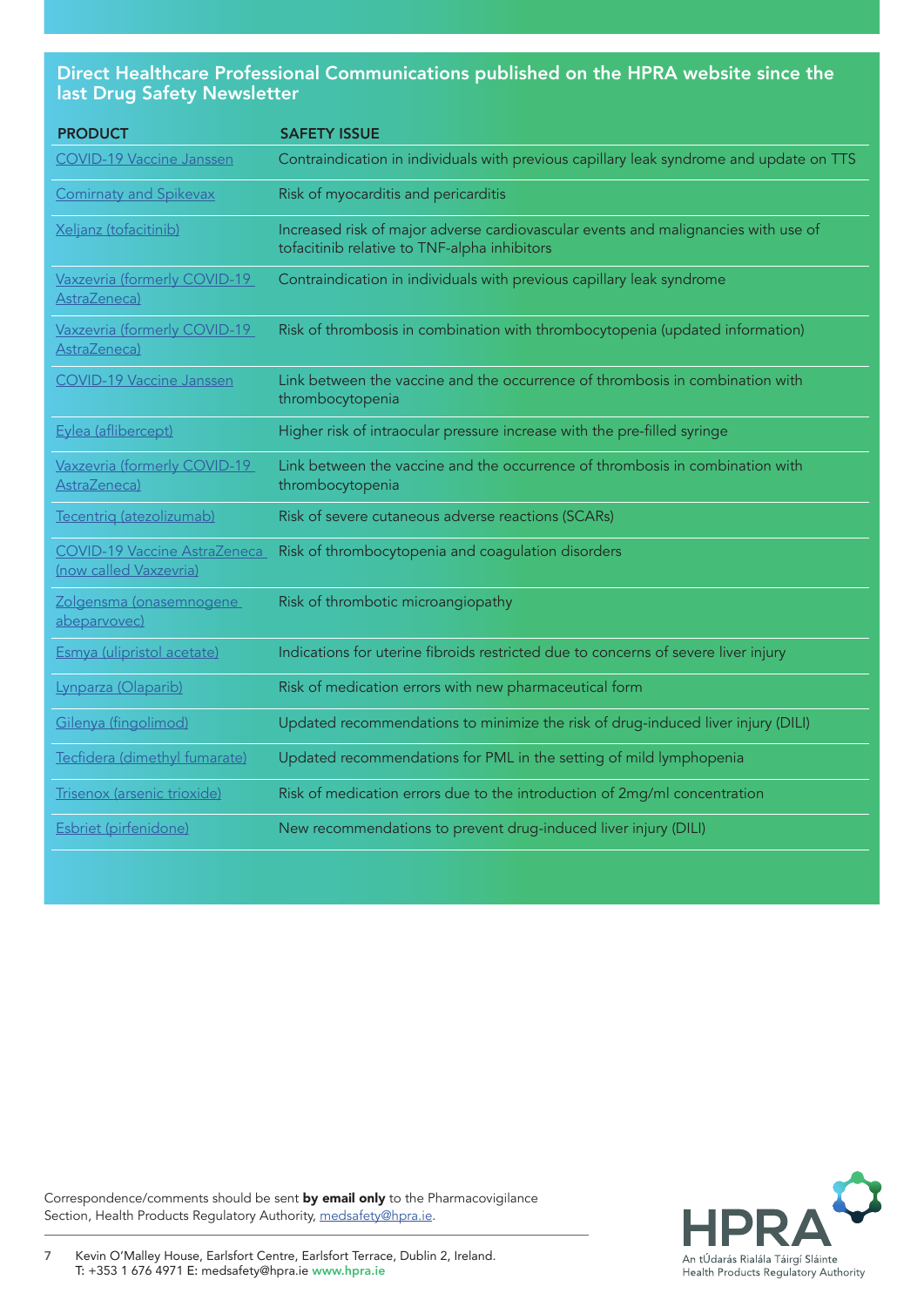## Direct Healthcare Professional Communications published on the HPRA website since the last Drug Safety Newsletter

| PRODUCT | SAFETY ISSUE |
|---|---|
| COVID-19 Vaccine Janssen | Contraindication in individuals with previous capillary leak syndrome and update on TTS |
| Comirnaty and Spikevax | Risk of myocarditis and pericarditis |
| Xeljanz (tofacitinib) | Increased risk of major adverse cardiovascular events and malignancies with use of tofacitinib relative to TNF-alpha inhibitors |
| Vaxzevria (formerly COVID-19 AstraZeneca) | Contraindication in individuals with previous capillary leak syndrome |
| Vaxzevria (formerly COVID-19 AstraZeneca) | Risk of thrombosis in combination with thrombocytopenia (updated information) |
| COVID-19 Vaccine Janssen | Link between the vaccine and the occurrence of thrombosis in combination with thrombocytopenia |
| Eylea (aflibercept) | Higher risk of intraocular pressure increase with the pre-filled syringe |
| Vaxzevria (formerly COVID-19 AstraZeneca) | Link between the vaccine and the occurrence of thrombosis in combination with thrombocytopenia |
| Tecentriq (atezolizumab) | Risk of severe cutaneous adverse reactions (SCARs) |
| COVID-19 Vaccine AstraZeneca (now called Vaxzevria) | Risk of thrombocytopenia and coagulation disorders |
| Zolgensma (onasemnogene abeparvovec) | Risk of thrombotic microangiopathy |
| Esmya (ulipristol acetate) | Indications for uterine fibroids restricted due to concerns of severe liver injury |
| Lynparza (Olaparib) | Risk of medication errors with new pharmaceutical form |
| Gilenya (fingolimod) | Updated recommendations to minimize the risk of drug-induced liver injury (DILI) |
| Tecfidera (dimethyl fumarate) | Updated recommendations for PML in the setting of mild lymphopenia |
| Trisenox (arsenic trioxide) | Risk of medication errors due to the introduction of 2mg/ml concentration |
| Esbriet (pirfenidone) | New recommendations to prevent drug-induced liver injury (DILI) |

Correspondence/comments should be sent **by email only** to the Pharmacovigilance Section, Health Products Regulatory Authority, medsafety@hpra.ie.

Kevin O'Malley House, Earlsfort Centre, Earlsfort Terrace, Dublin 2, Ireland.
T: +353 1 676 4971 E: medsafety@hpra.ie www.hpra.ie

HPRA
An tÚdarás Rialála Táirgí Sláinte
Health Products Regulatory Authority